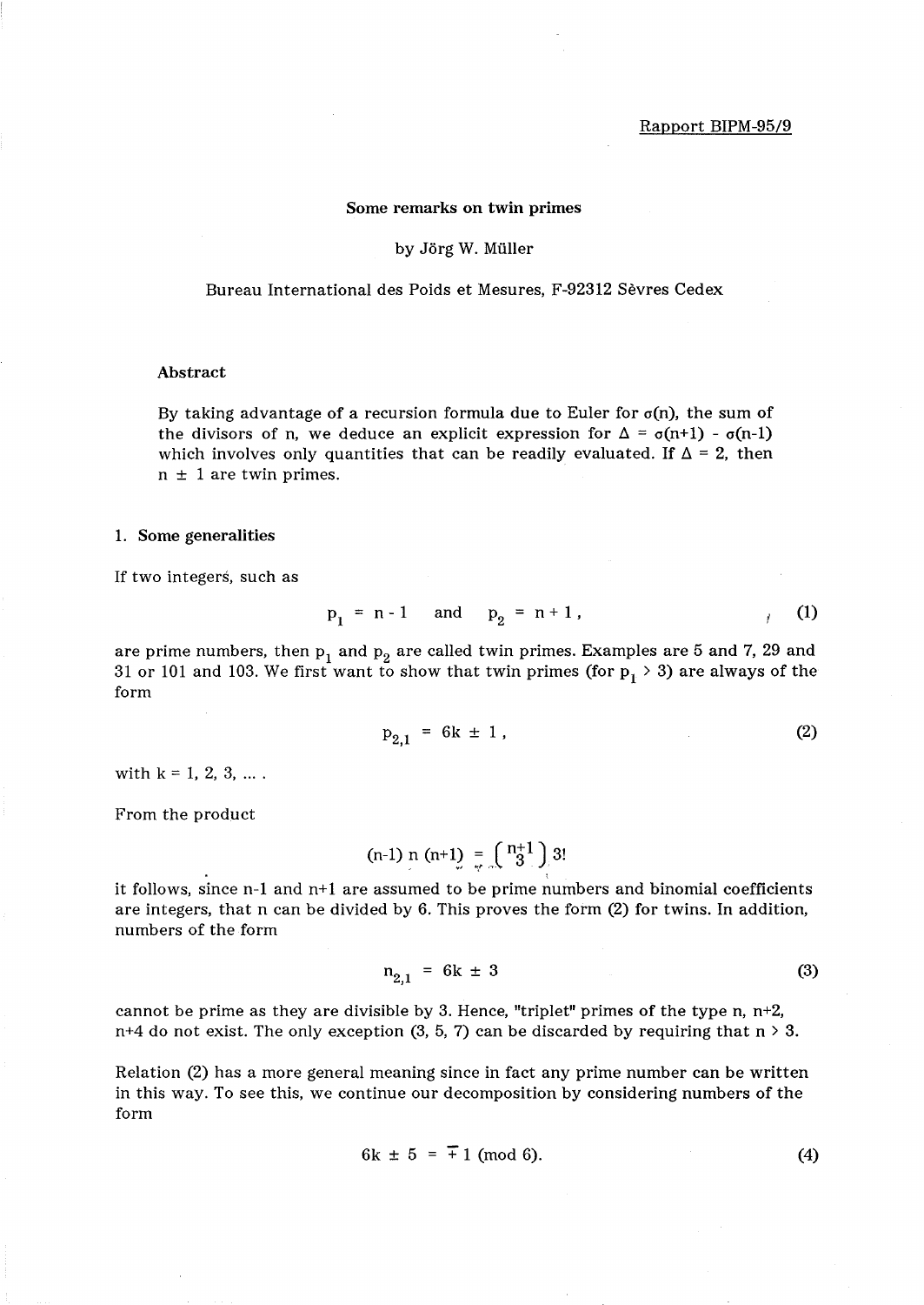Rapport BIPM-95/9

## Some remarks on twin primes

by Jörg W. Müller

Bureau International des Poids et Mesures, F-92312 Sèvres Cedex

### Abstract

By taking advantage of a recursion formula due to Euler for $\sigma(n)$, the sum of the divisors of n, we deduce an explicit expression for $\Delta = \sigma(n+1) - \sigma(n-1)$ which involves only quantities that can be readily evaluated. If $\Delta = 2$, then $n \pm 1$ are twin primes.

### 1. Some generalities

If two integers, such as

$$p_1 = n - 1 \quad \text{and} \quad p_2 = n + 1 , \tag{1}$$

are prime numbers, then $p_1$ and $p_2$ are called twin primes. Examples are 5 and 7, 29 and 31 or 101 and 103. We first want to show that twin primes (for $p_1 > 3$) are always of the form

$$p_{2,1} = 6k \pm 1 , \tag{2}$$

with k = 1, 2, 3, ... .

From the product

$$(n\text{-}1)\; n\; (n\text{+}1) = \binom{n+1}{3}\, 3!$$

it follows, since n-1 and n+1 are assumed to be prime numbers and binomial coefficients are integers, that n can be divided by 6. This proves the form (2) for twins. In addition, numbers of the form

$$n_{2,1} = 6k \pm 3 \tag{3}$$

cannot be prime as they are divisible by 3. Hence, "triplet" primes of the type n, n+2, n+4 do not exist. The only exception (3, 5, 7) can be discarded by requiring that $n > 3$.

Relation (2) has a more general meaning since in fact any prime number can be written in this way. To see this, we continue our decomposition by considering numbers of the form

$$6k \pm 5 = \mp 1 \pmod{6}. \tag{4}$$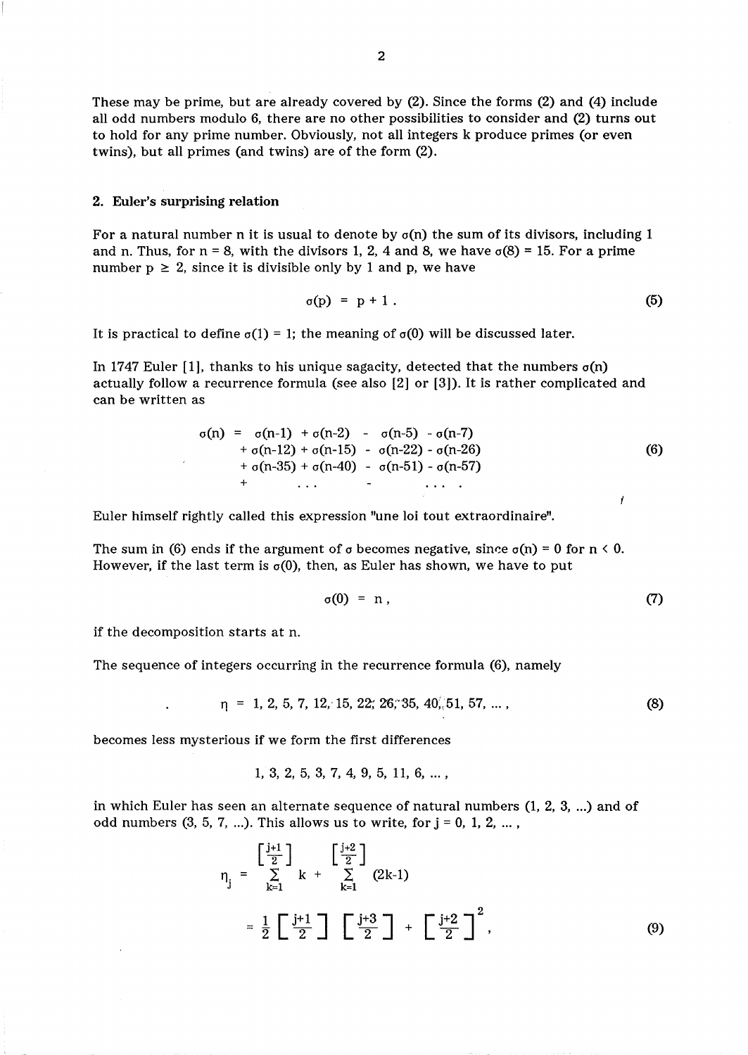These may be prime, but are already covered by (2). Since the forms (2) and (4) include all odd numbers modulo 6, there are no other possibilities to consider and (2) turns out to hold for any prime number. Obviously, not all integers k produce primes (or even twins), but all primes (and twins) are of the form (2).

## 2. Euler's surprising relation

For a natural number n it is usual to denote by $\sigma(n)$ the sum of its divisors, including 1 and n. Thus, for $n = 8$, with the divisors 1, 2, 4 and 8, we have $\sigma(8) = 15$. For a prime number $p \geq 2$, since it is divisible only by 1 and p, we have

$$\sigma(p) = p + 1 . \tag{5}$$

It is practical to define $\sigma(1) = 1$; the meaning of $\sigma(0)$ will be discussed later.

In 1747 Euler [1], thanks to his unique sagacity, detected that the numbers $\sigma(n)$ actually follow a recurrence formula (see also [2] or [3]). It is rather complicated and can be written as

$$\begin{aligned}\sigma(n) = \; & \sigma(n\text{-}1) + \sigma(n\text{-}2) - \sigma(n\text{-}5) - \sigma(n\text{-}7) \\ & + \sigma(n\text{-}12) + \sigma(n\text{-}15) - \sigma(n\text{-}22) - \sigma(n\text{-}26) \\ & + \sigma(n\text{-}35) + \sigma(n\text{-}40) - \sigma(n\text{-}51) - \sigma(n\text{-}57) \\ & + \quad \ldots \quad - \quad \ldots \; .\end{aligned} \tag{6}$$

Euler himself rightly called this expression "une loi tout extraordinaire".

The sum in (6) ends if the argument of $\sigma$ becomes negative, since $\sigma(n) = 0$ for $n < 0$. However, if the last term is $\sigma(0)$, then, as Euler has shown, we have to put

$$\sigma(0) = n , \tag{7}$$

if the decomposition starts at n.

The sequence of integers occurring in the recurrence formula (6), namely

$$\eta = 1, 2, 5, 7, 12, 15, 22, 26, 35, 40, 51, 57, \ldots , \tag{8}$$

becomes less mysterious if we form the first differences

$$1, 3, 2, 5, 3, 7, 4, 9, 5, 11, 6, \ldots ,$$

in which Euler has seen an alternate sequence of natural numbers (1, 2, 3, ...) and of odd numbers (3, 5, 7, ...). This allows us to write, for $j = 0, 1, 2, \ldots$ ,

$$\begin{aligned}\eta_j &= \sum_{k=1}^{\left[\frac{j+1}{2}\right]} k + \sum_{k=1}^{\left[\frac{j+2}{2}\right]} (2k-1) \\ &= \frac{1}{2}\left[\tfrac{j+1}{2}\right]\left[\tfrac{j+3}{2}\right] + \left[\tfrac{j+2}{2}\right]^2 ,\end{aligned} \tag{9}$$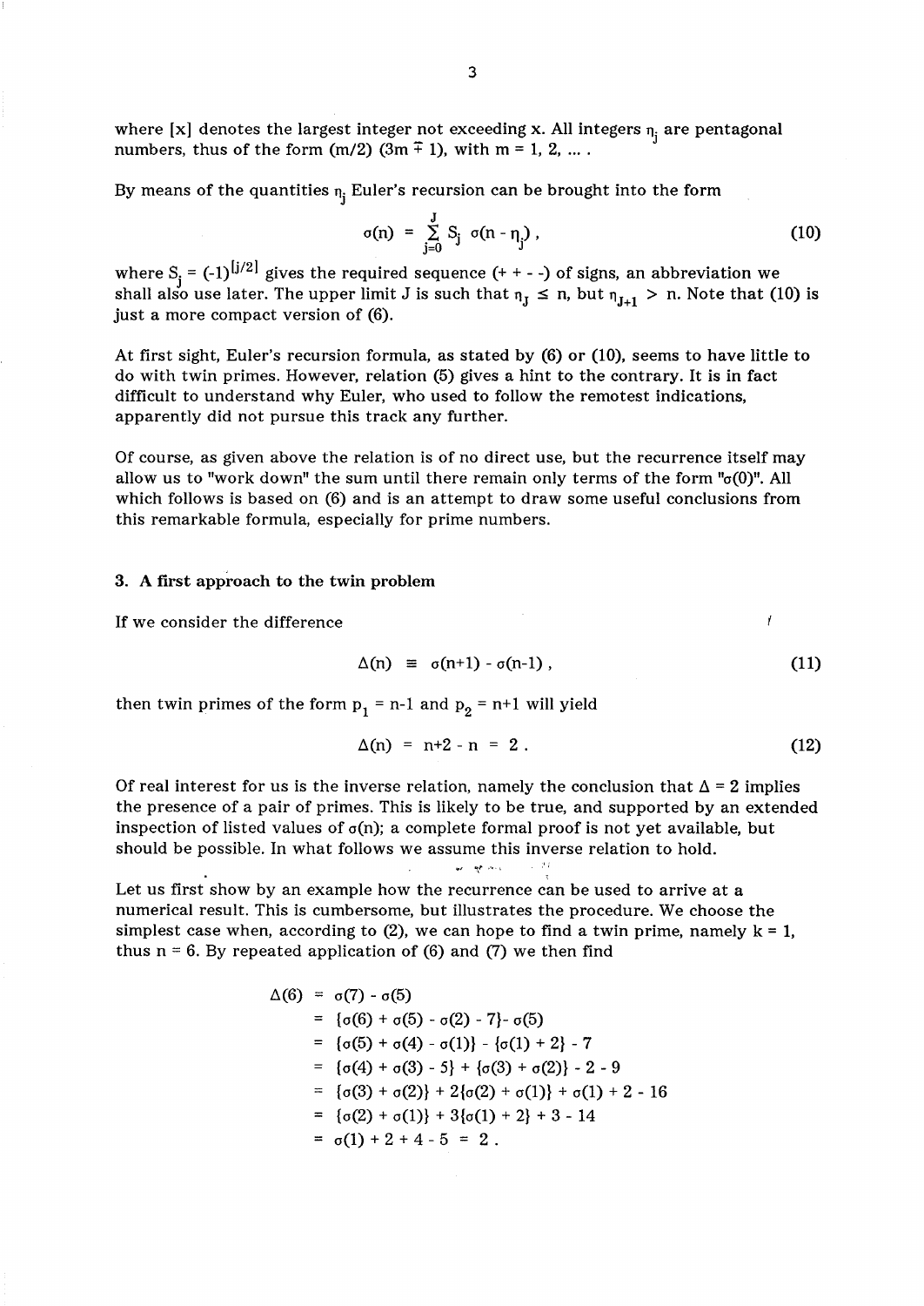where $[x]$ denotes the largest integer not exceeding x. All integers $\eta_j$ are pentagonal numbers, thus of the form $(m/2)(3m \mp 1)$, with $m = 1, 2, \ldots$ .

By means of the quantities $\eta_j$ Euler's recursion can be brought into the form

$$\sigma(n) = \sum_{j=0}^{J} S_j \; \sigma(n - \eta_j) , \tag{10}$$

where $S_j = (-1)^{[j/2]}$ gives the required sequence (+ + - -) of signs, an abbreviation we shall also use later. The upper limit J is such that $\eta_J \le n$, but $\eta_{J+1} > n$. Note that (10) is just a more compact version of (6).

At first sight, Euler's recursion formula, as stated by (6) or (10), seems to have little to do with twin primes. However, relation (5) gives a hint to the contrary. It is in fact difficult to understand why Euler, who used to follow the remotest indications, apparently did not pursue this track any further.

Of course, as given above the relation is of no direct use, but the recurrence itself may allow us to "work down" the sum until there remain only terms of the form "$\sigma(0)$". All which follows is based on (6) and is an attempt to draw some useful conclusions from this remarkable formula, especially for prime numbers.

### 3. A first approach to the twin problem

If we consider the difference

$$\Delta(n) \equiv \sigma(n+1) - \sigma(n-1) , \tag{11}$$

then twin primes of the form $p_1 = n-1$ and $p_2 = n+1$ will yield

$$\Delta(n) = n+2 - n = 2 . \tag{12}$$

Of real interest for us is the inverse relation, namely the conclusion that $\Delta = 2$ implies the presence of a pair of primes. This is likely to be true, and supported by an extended inspection of listed values of $\sigma(n)$; a complete formal proof is not yet available, but should be possible. In what follows we assume this inverse relation to hold.

Let us first show by an example how the recurrence can be used to arrive at a numerical result. This is cumbersome, but illustrates the procedure. We choose the simplest case when, according to (2), we can hope to find a twin prime, namely $k = 1$, thus $n = 6$. By repeated application of (6) and (7) we then find

$$\begin{aligned}
\Delta(6) &= \sigma(7) - \sigma(5) \\
&= \{\sigma(6) + \sigma(5) - \sigma(2) - 7\} - \sigma(5) \\
&= \{\sigma(5) + \sigma(4) - \sigma(1)\} - \{\sigma(1) + 2\} - 7 \\
&= \{\sigma(4) + \sigma(3) - 5\} + \{\sigma(3) + \sigma(2)\} - 2 - 9 \\
&= \{\sigma(3) + \sigma(2)\} + 2\{\sigma(2) + \sigma(1)\} + \sigma(1) + 2 - 16 \\
&= \{\sigma(2) + \sigma(1)\} + 3\{\sigma(1) + 2\} + 3 - 14 \\
&= \sigma(1) + 2 + 4 - 5 = 2 .
\end{aligned}$$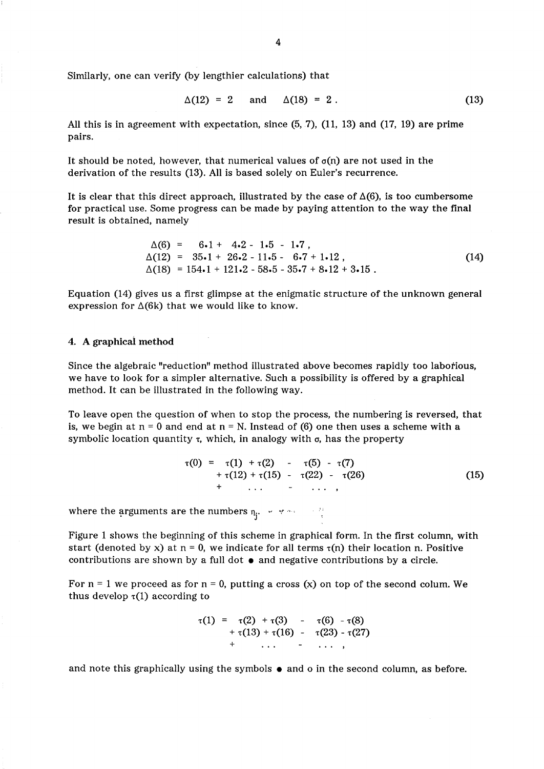Similarly, one can verify (by lengthier calculations) that

$$\Delta(12) = 2 \quad \text{and} \quad \Delta(18) = 2 . \tag{13}$$

All this is in agreement with expectation, since (5, 7), (11, 13) and (17, 19) are prime pairs.

It should be noted, however, that numerical values of $\sigma(n)$ are not used in the derivation of the results (13). All is based solely on Euler's recurrence.

It is clear that this direct approach, illustrated by the case of $\Delta(6)$, is too cumbersome for practical use. Some progress can be made by paying attention to the way the final result is obtained, namely

$$\begin{aligned}
\Delta(6) &= \phantom{1}6{\cdot}1 + \phantom{1}4{\cdot}2 - \phantom{1}1{\cdot}5 - \phantom{1}1{\cdot}7 , \\
\Delta(12) &= 35{\cdot}1 + 26{\cdot}2 - 11{\cdot}5 - \phantom{1}6{\cdot}7 + 1{\cdot}12 , \\
\Delta(18) &= 154{\cdot}1 + 121{\cdot}2 - 58{\cdot}5 - 35{\cdot}7 + 8{\cdot}12 + 3{\cdot}15 .
\end{aligned} \tag{14}$$

Equation (14) gives us a first glimpse at the enigmatic structure of the unknown general expression for $\Delta(6k)$ that we would like to know.

## 4. A graphical method

Since the algebraic "reduction" method illustrated above becomes rapidly too laborious, we have to look for a simpler alternative. Such a possibility is offered by a graphical method. It can be illustrated in the following way.

To leave open the question of when to stop the process, the numbering is reversed, that is, we begin at $n = 0$ and end at $n = N$. Instead of (6) one then uses a scheme with a symbolic location quantity $\tau$, which, in analogy with $\sigma$, has the property

$$\begin{aligned}
\tau(0) = \;& \tau(1) + \tau(2) - \tau(5) - \tau(7) \\
& + \tau(12) + \tau(15) - \tau(22) - \tau(26) \\
& + \quad \ldots \quad - \quad \ldots ,
\end{aligned} \tag{15}$$

where the arguments are the numbers $n_j$.

Figure 1 shows the beginning of this scheme in graphical form. In the first column, with start (denoted by x) at $n = 0$, we indicate for all terms $\tau(n)$ their location n. Positive contributions are shown by a full dot ● and negative contributions by a circle.

For $n = 1$ we proceed as for $n = 0$, putting a cross (x) on top of the second colum. We thus develop $\tau(1)$ according to

$$\begin{aligned}
\tau(1) = \;& \tau(2) + \tau(3) - \tau(6) - \tau(8) \\
& + \tau(13) + \tau(16) - \tau(23) - \tau(27) \\
& + \quad \ldots \quad - \quad \ldots ,
\end{aligned}$$

and note this graphically using the symbols ● and o in the second column, as before.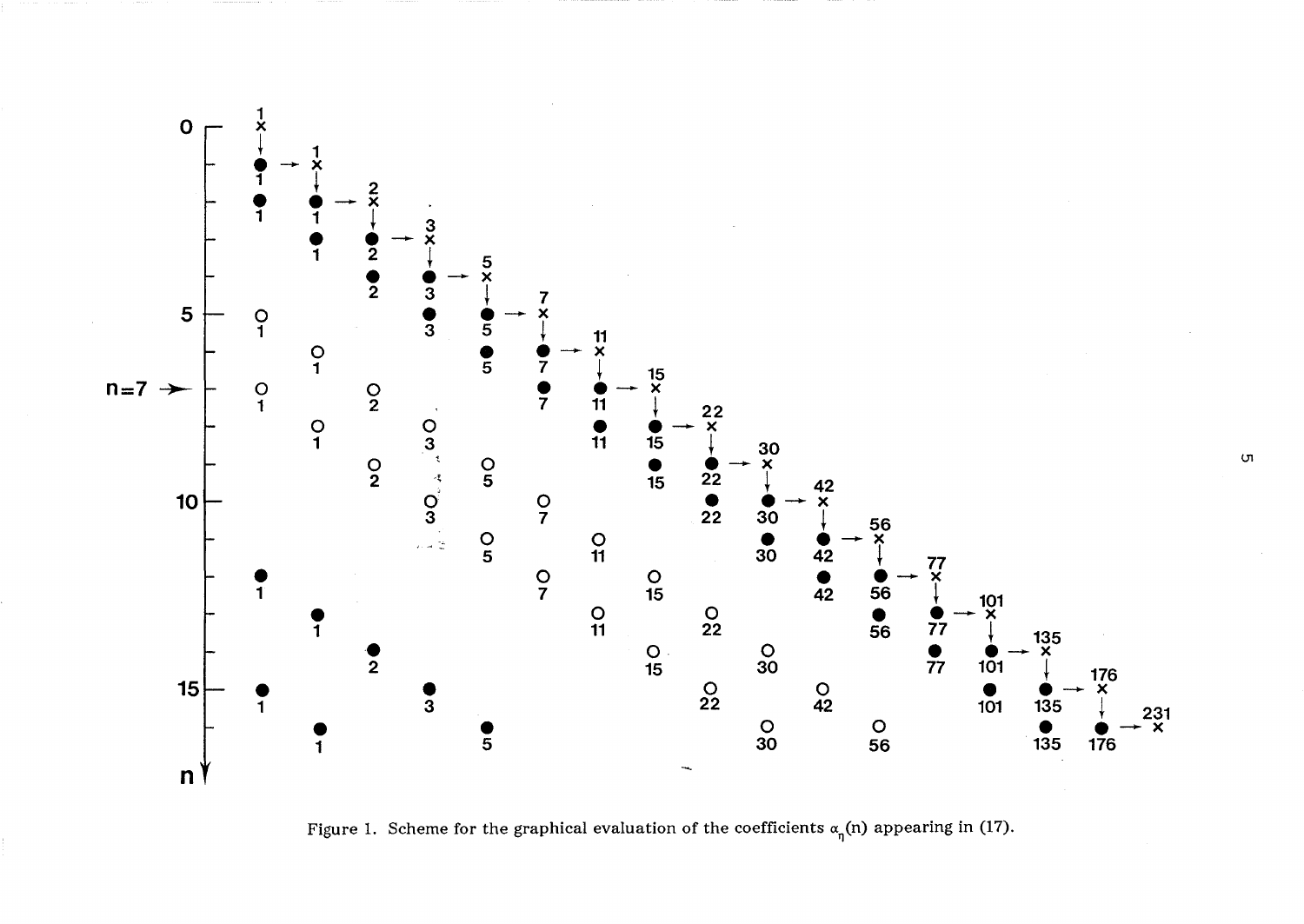Figure 1. Scheme for the graphical evaluation of the coefficients $\alpha_\eta(n)$ appearing in (17).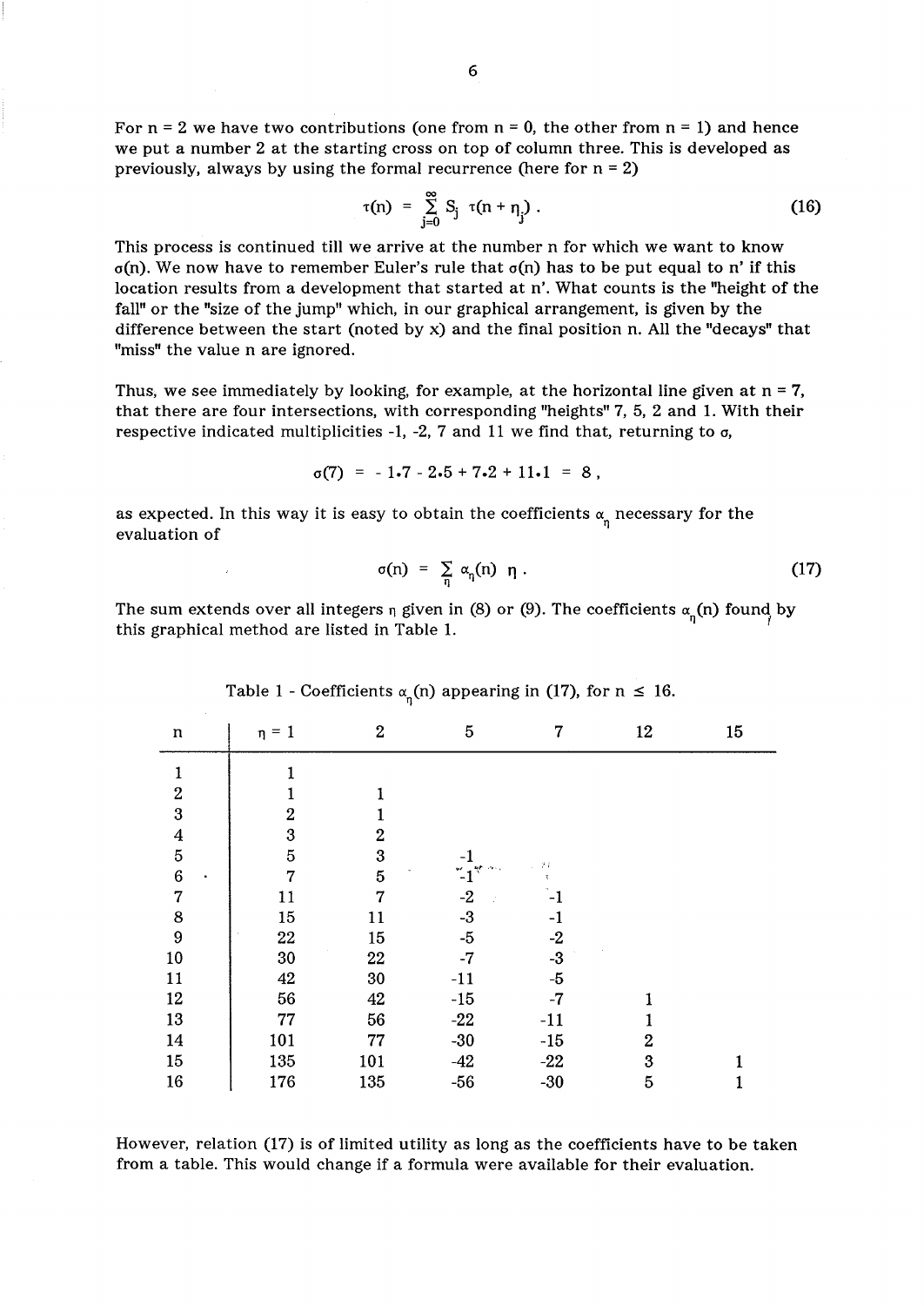For n = 2 we have two contributions (one from n = 0, the other from n = 1) and hence we put a number 2 at the starting cross on top of column three. This is developed as previously, always by using the formal recurrence (here for n = 2)

$$\tau(n) = \sum_{j=0}^{\infty} S_j \, \tau(n + \eta_j) \, . \tag{16}$$

This process is continued till we arrive at the number n for which we want to know $\sigma(n)$. We now have to remember Euler's rule that $\sigma(n)$ has to be put equal to n' if this location results from a development that started at n'. What counts is the "height of the fall" or the "size of the jump" which, in our graphical arrangement, is given by the difference between the start (noted by x) and the final position n. All the "decays" that "miss" the value n are ignored.

Thus, we see immediately by looking, for example, at the horizontal line given at n = 7, that there are four intersections, with corresponding "heights" 7, 5, 2 and 1. With their respective indicated multiplicities -1, -2, 7 and 11 we find that, returning to $\sigma$,

$$\sigma(7) = -1{\cdot}7 - 2{\cdot}5 + 7{\cdot}2 + 11{\cdot}1 = 8 \, ,$$

as expected. In this way it is easy to obtain the coefficients $\alpha_\eta$ necessary for the evaluation of

$$\sigma(n) = \sum_{\eta} \alpha_\eta(n) \; \eta \, . \tag{17}$$

The sum extends over all integers $\eta$ given in (8) or (9). The coefficients $\alpha_\eta(n)$ found by this graphical method are listed in Table 1.

Table 1 - Coefficients $\alpha_\eta(n)$ appearing in (17), for $n \leq 16$.

| n | $\eta$ = 1 | 2 | 5 | 7 | 12 | 15 |
|---|---|---|---|---|---|---|
| 1 | 1 | | | | | |
| 2 | 1 | 1 | | | | |
| 3 | 2 | 1 | | | | |
| 4 | 3 | 2 | | | | |
| 5 | 5 | 3 | -1 | | | |
| 6 | 7 | 5 | -1 | | | |
| 7 | 11 | 7 | -2 | -1 | | |
| 8 | 15 | 11 | -3 | -1 | | |
| 9 | 22 | 15 | -5 | -2 | | |
| 10 | 30 | 22 | -7 | -3 | | |
| 11 | 42 | 30 | -11 | -5 | | |
| 12 | 56 | 42 | -15 | -7 | 1 | |
| 13 | 77 | 56 | -22 | -11 | 1 | |
| 14 | 101 | 77 | -30 | -15 | 2 | |
| 15 | 135 | 101 | -42 | -22 | 3 | 1 |
| 16 | 176 | 135 | -56 | -30 | 5 | 1 |

However, relation (17) is of limited utility as long as the coefficients have to be taken from a table. This would change if a formula were available for their evaluation.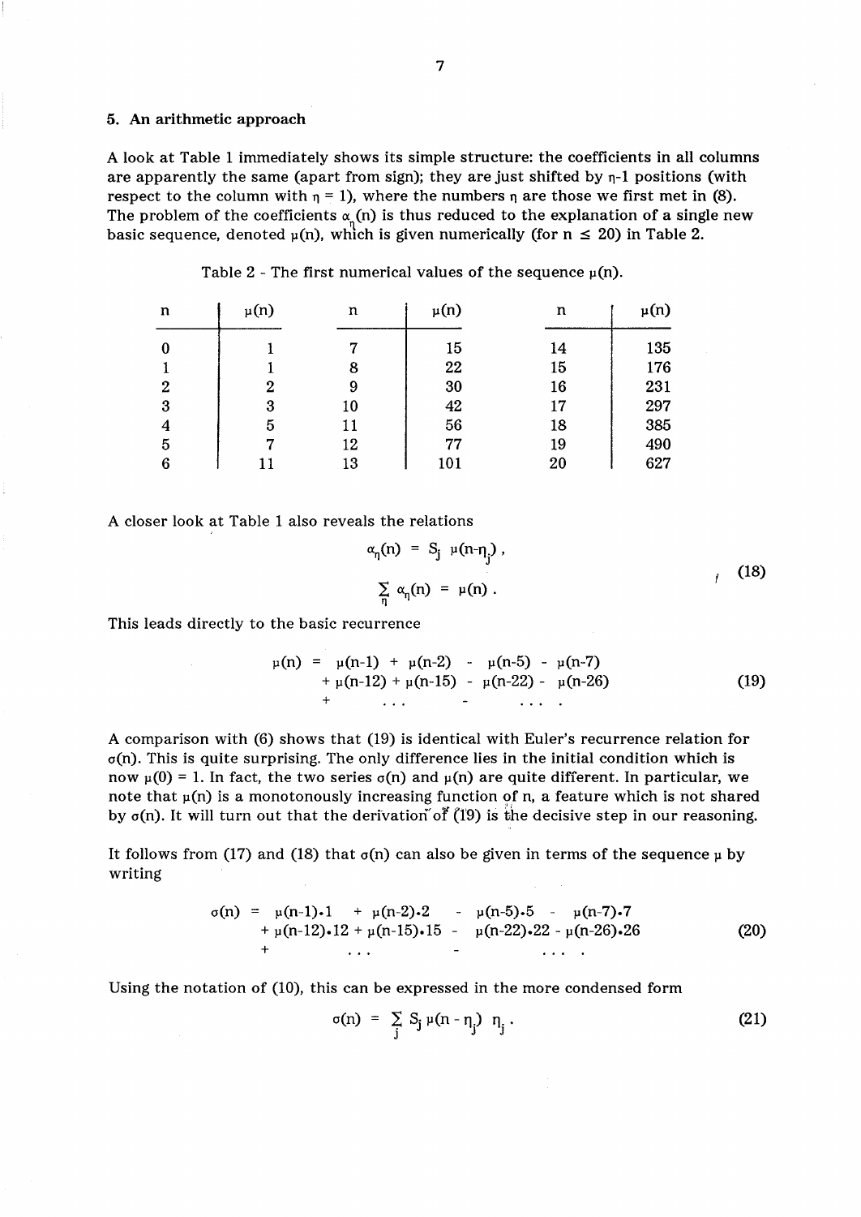## 5. An arithmetic approach

A look at Table 1 immediately shows its simple structure: the coefficients in all columns are apparently the same (apart from sign); they are just shifted by $\eta$-1 positions (with respect to the column with $\eta = 1$), where the numbers $\eta$ are those we first met in (8). The problem of the coefficients $\alpha_\eta(n)$ is thus reduced to the explanation of a single new basic sequence, denoted $\mu(n)$, which is given numerically (for $n \leq 20$) in Table 2.

Table 2 - The first numerical values of the sequence $\mu(n)$.

| n | $\mu(n)$ | n | $\mu(n)$ | n | $\mu(n)$ |
|---|---|---|---|---|---|
| 0 | 1 | 7 | 15 | 14 | 135 |
| 1 | 1 | 8 | 22 | 15 | 176 |
| 2 | 2 | 9 | 30 | 16 | 231 |
| 3 | 3 | 10 | 42 | 17 | 297 |
| 4 | 5 | 11 | 56 | 18 | 385 |
| 5 | 7 | 12 | 77 | 19 | 490 |
| 6 | 11 | 13 | 101 | 20 | 627 |

A closer look at Table 1 also reveals the relations

$$\alpha_\eta(n) = S_j\ \mu(n-\eta_j)\ , \qquad \sum_\eta \alpha_\eta(n) = \mu(n)\ . \tag{18}$$

This leads directly to the basic recurrence

$$\begin{aligned}\mu(n) = \ &\mu(n-1) + \mu(n-2) - \mu(n-5) - \mu(n-7) \\ &+ \mu(n-12) + \mu(n-15) - \mu(n-22) - \mu(n-26) \\ &+ \quad \dots \quad - \quad \dots\ .\end{aligned} \tag{19}$$

A comparison with (6) shows that (19) is identical with Euler's recurrence relation for $\sigma(n)$. This is quite surprising. The only difference lies in the initial condition which is now $\mu(0) = 1$. In fact, the two series $\sigma(n)$ and $\mu(n)$ are quite different. In particular, we note that $\mu(n)$ is a monotonously increasing function of n, a feature which is not shared by $\sigma(n)$. It will turn out that the derivation of (19) is the decisive step in our reasoning.

It follows from (17) and (18) that $\sigma(n)$ can also be given in terms of the sequence $\mu$ by writing

$$\begin{aligned}\sigma(n) = \ &\mu(n-1)\cdot 1 + \mu(n-2)\cdot 2 - \mu(n-5)\cdot 5 - \mu(n-7)\cdot 7 \\ &+ \mu(n-12)\cdot 12 + \mu(n-15)\cdot 15 - \mu(n-22)\cdot 22 - \mu(n-26)\cdot 26 \\ &+ \quad \dots \quad - \quad \dots\ .\end{aligned} \tag{20}$$

Using the notation of (10), this can be expressed in the more condensed form

$$\sigma(n) = \sum_j S_j\, \mu(n - \eta_j)\ \eta_j\ . \tag{21}$$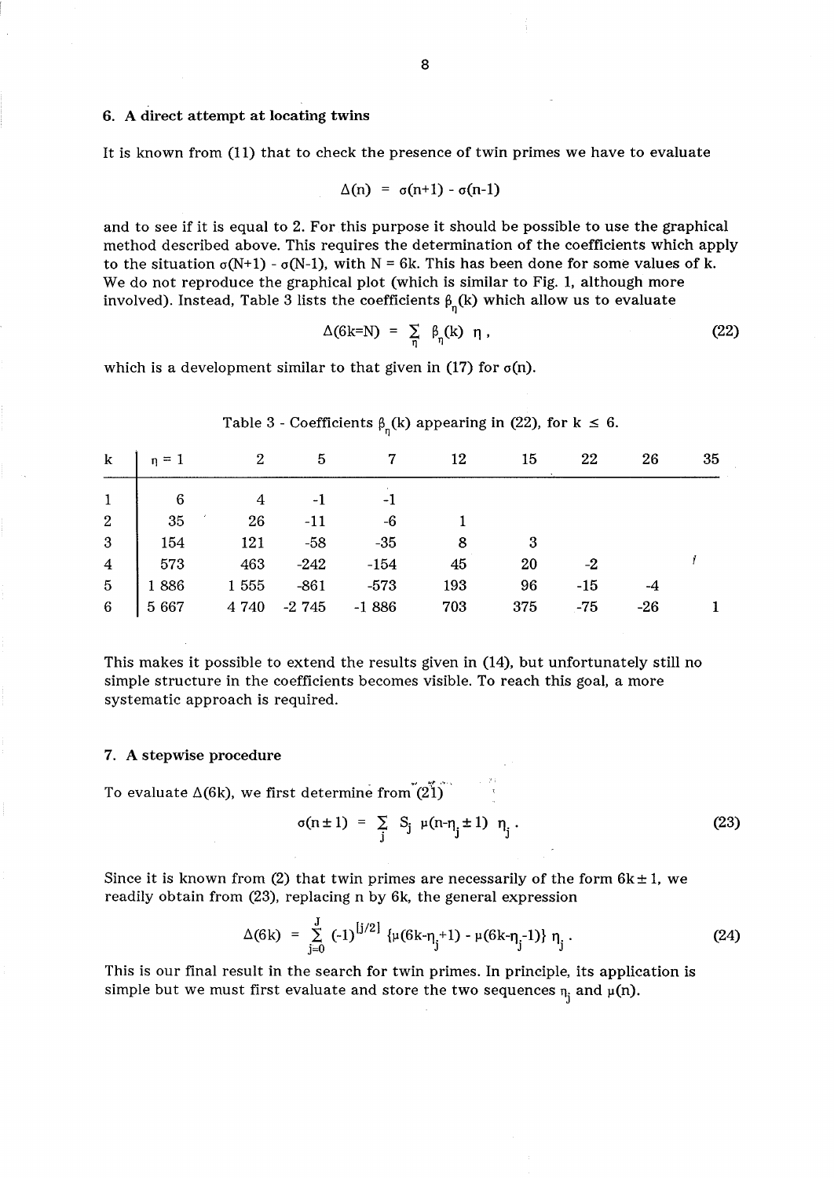## 6. A direct attempt at locating twins

It is known from (11) that to check the presence of twin primes we have to evaluate

$$\Delta(n) = \sigma(n+1) - \sigma(n-1)$$

and to see if it is equal to 2. For this purpose it should be possible to use the graphical method described above. This requires the determination of the coefficients which apply to the situation $\sigma(N+1) - \sigma(N-1)$, with $N = 6k$. This has been done for some values of k. We do not reproduce the graphical plot (which is similar to Fig. 1, although more involved). Instead, Table 3 lists the coefficients $\beta_\eta(k)$ which allow us to evaluate

$$\Delta(6k{=}N) = \sum_\eta \beta_\eta(k)\ \eta\,, \tag{22}$$

which is a development similar to that given in (17) for $\sigma(n)$.

Table 3 - Coefficients $\beta_\eta(k)$ appearing in (22), for $k \le 6$.

| k | $\eta$ = 1 | 2 | 5 | 7 | 12 | 15 | 22 | 26 | 35 |
|---|---|---|---|---|---|---|---|---|---|
| 1 | 6 | 4 | -1 | -1 | | | | | |
| 2 | 35 | 26 | -11 | -6 | 1 | | | | |
| 3 | 154 | 121 | -58 | -35 | 8 | 3 | | | |
| 4 | 573 | 463 | -242 | -154 | 45 | 20 | -2 | | |
| 5 | 1 886 | 1 555 | -861 | -573 | 193 | 96 | -15 | -4 | |
| 6 | 5 667 | 4 740 | -2 745 | -1 886 | 703 | 375 | -75 | -26 | 1 |

This makes it possible to extend the results given in (14), but unfortunately still no simple structure in the coefficients becomes visible. To reach this goal, a more systematic approach is required.

## 7. A stepwise procedure

To evaluate $\Delta(6k)$, we first determine from (21)

$$\sigma(n \pm 1) = \sum_j S_j\ \mu(n-\eta_j \pm 1)\ \eta_j\,. \tag{23}$$

Since it is known from (2) that twin primes are necessarily of the form $6k \pm 1$, we readily obtain from (23), replacing n by 6k, the general expression

$$\Delta(6k) = \sum_{j=0}^{J} (-1)^{[j/2]} \{\mu(6k-\eta_j+1) - \mu(6k-\eta_j-1)\}\ \eta_j\,. \tag{24}$$

This is our final result in the search for twin primes. In principle, its application is simple but we must first evaluate and store the two sequences $\eta_j$ and $\mu(n)$.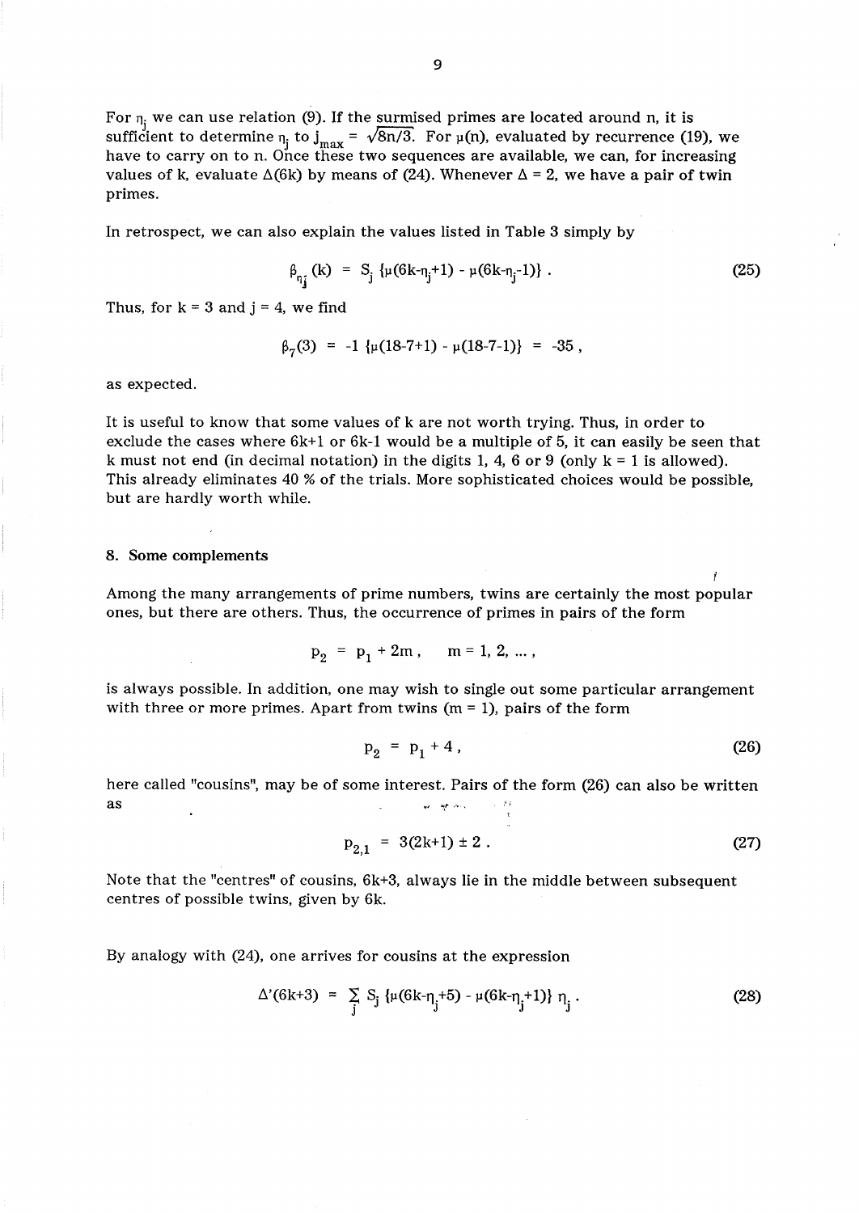For $\eta_j$ we can use relation (9). If the surmised primes are located around n, it is sufficient to determine $\eta_j$ to $j_{max} = \sqrt{8n/3}$. For $\mu(n)$, evaluated by recurrence (19), we have to carry on to n. Once these two sequences are available, we can, for increasing values of k, evaluate $\Delta(6k)$ by means of (24). Whenever $\Delta = 2$, we have a pair of twin primes.

In retrospect, we can also explain the values listed in Table 3 simply by

$$\beta_{\eta_j}(k) = S_j \{\mu(6k-\eta_j+1) - \mu(6k-\eta_j-1)\} . \tag{25}$$

Thus, for k = 3 and j = 4, we find

$$\beta_7(3) = -1 \{\mu(18-7+1) - \mu(18-7-1)\} = -35 ,$$

as expected.

It is useful to know that some values of k are not worth trying. Thus, in order to exclude the cases where 6k+1 or 6k-1 would be a multiple of 5, it can easily be seen that k must not end (in decimal notation) in the digits 1, 4, 6 or 9 (only k = 1 is allowed). This already eliminates 40 % of the trials. More sophisticated choices would be possible, but are hardly worth while.

## 8. Some complements

Among the many arrangements of prime numbers, twins are certainly the most popular ones, but there are others. Thus, the occurrence of primes in pairs of the form

$$p_2 = p_1 + 2m , \quad m = 1, 2, \dots ,$$

is always possible. In addition, one may wish to single out some particular arrangement with three or more primes. Apart from twins (m = 1), pairs of the form

$$p_2 = p_1 + 4 , \tag{26}$$

here called "cousins", may be of some interest. Pairs of the form (26) can also be written as

$$p_{2,1} = 3(2k+1) \pm 2 . \tag{27}$$

Note that the "centres" of cousins, 6k+3, always lie in the middle between subsequent centres of possible twins, given by 6k.

By analogy with (24), one arrives for cousins at the expression

$$\Delta'(6k+3) = \sum_j S_j \{\mu(6k-\eta_j+5) - \mu(6k-\eta_j+1)\} \eta_j . \tag{28}$$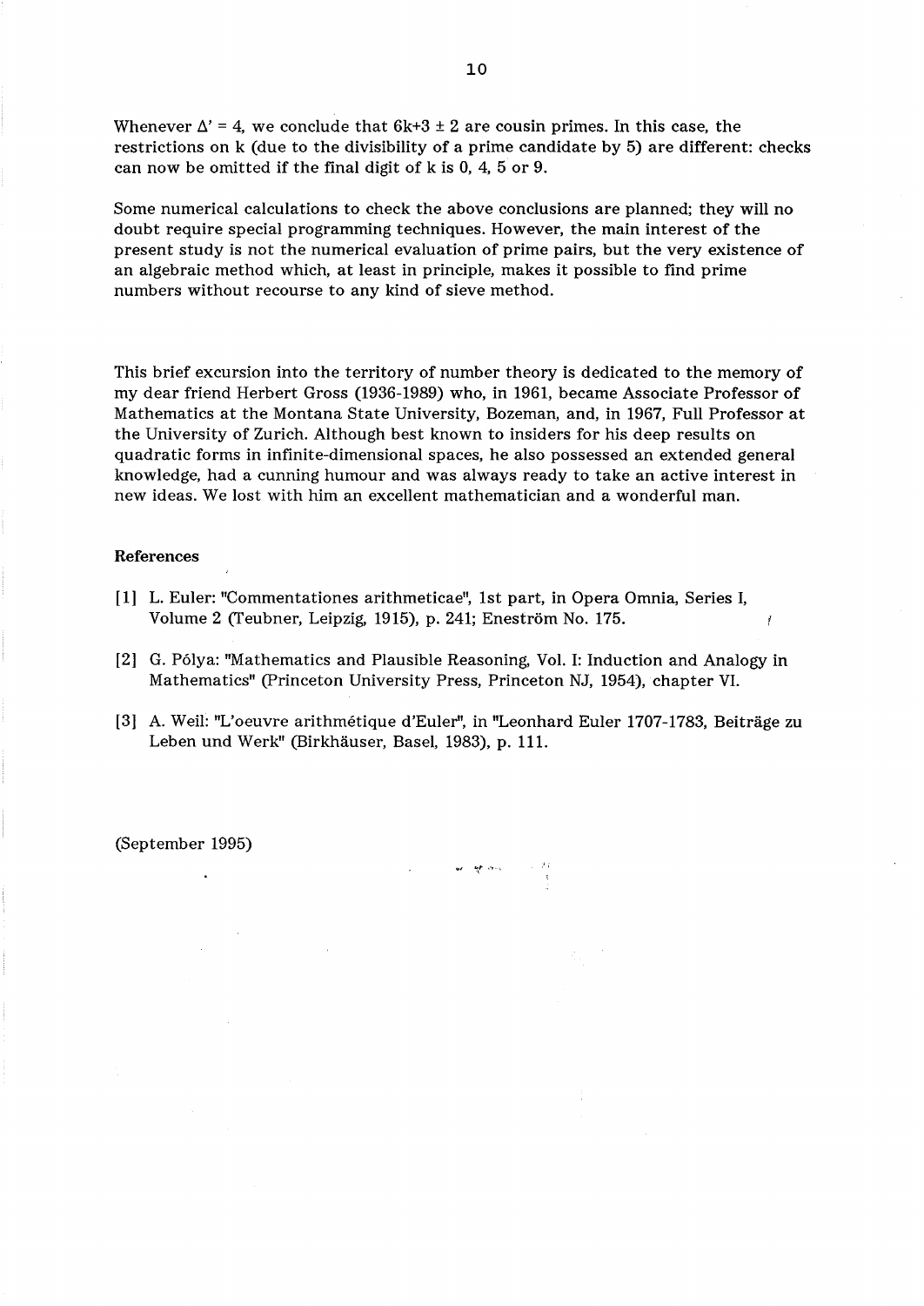Whenever $\Delta' = 4$, we conclude that $6k+3 \pm 2$ are cousin primes. In this case, the restrictions on k (due to the divisibility of a prime candidate by 5) are different: checks can now be omitted if the final digit of k is 0, 4, 5 or 9.

Some numerical calculations to check the above conclusions are planned; they will no doubt require special programming techniques. However, the main interest of the present study is not the numerical evaluation of prime pairs, but the very existence of an algebraic method which, at least in principle, makes it possible to find prime numbers without recourse to any kind of sieve method.

This brief excursion into the territory of number theory is dedicated to the memory of my dear friend Herbert Gross (1936-1989) who, in 1961, became Associate Professor of Mathematics at the Montana State University, Bozeman, and, in 1967, Full Professor at the University of Zurich. Although best known to insiders for his deep results on quadratic forms in infinite-dimensional spaces, he also possessed an extended general knowledge, had a cunning humour and was always ready to take an active interest in new ideas. We lost with him an excellent mathematician and a wonderful man.

**References**

[1] L. Euler: "Commentationes arithmeticae", 1st part, in Opera Omnia, Series I, Volume 2 (Teubner, Leipzig, 1915), p. 241; Eneström No. 175.

[2] G. Pólya: "Mathematics and Plausible Reasoning, Vol. I: Induction and Analogy in Mathematics" (Princeton University Press, Princeton NJ, 1954), chapter VI.

[3] A. Weil: "L'oeuvre arithmétique d'Euler", in "Leonhard Euler 1707-1783, Beiträge zu Leben und Werk" (Birkhäuser, Basel, 1983), p. 111.

(September 1995)